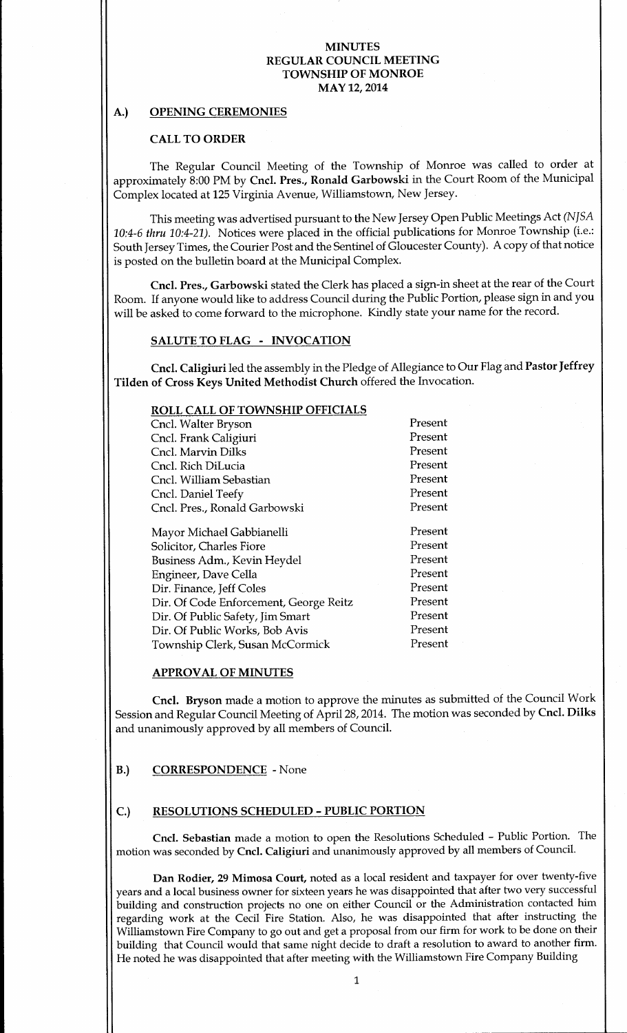# MINUTES
# REGULAR COUNCIL MEETING
# TOWNSHIP OF MONROE
# MAY 12, 2014

## A.) OPENING CEREMONIES

### CALL TO ORDER

The Regular Council Meeting of the Township of Monroe was called to order at approximately 8:00 PM by **Cncl. Pres., Ronald Garbowski** in the Court Room of the Municipal Complex located at 125 Virginia Avenue, Williamstown, New Jersey.

This meeting was advertised pursuant to the New Jersey Open Public Meetings Act *(NJSA 10:4-6 thru 10:4-21)*. Notices were placed in the official publications for Monroe Township (i.e.: South Jersey Times, the Courier Post and the Sentinel of Gloucester County). A copy of that notice is posted on the bulletin board at the Municipal Complex.

**Cncl. Pres., Garbowski** stated the Clerk has placed a sign-in sheet at the rear of the Court Room. If anyone would like to address Council during the Public Portion, please sign in and you will be asked to come forward to the microphone. Kindly state your name for the record.

### SALUTE TO FLAG - INVOCATION

**Cncl. Caligiuri** led the assembly in the Pledge of Allegiance to Our Flag and **Pastor Jeffrey Tilden of Cross Keys United Methodist Church** offered the Invocation.

### ROLL CALL OF TOWNSHIP OFFICIALS

| | |
|---|---|
| Cncl. Walter Bryson | Present |
| Cncl. Frank Caligiuri | Present |
| Cncl. Marvin Dilks | Present |
| Cncl. Rich DiLucia | Present |
| Cncl. William Sebastian | Present |
| Cncl. Daniel Teefy | Present |
| Cncl. Pres., Ronald Garbowski | Present |
| Mayor Michael Gabbianelli | Present |
| Solicitor, Charles Fiore | Present |
| Business Adm., Kevin Heydel | Present |
| Engineer, Dave Cella | Present |
| Dir. Finance, Jeff Coles | Present |
| Dir. Of Code Enforcement, George Reitz | Present |
| Dir. Of Public Safety, Jim Smart | Present |
| Dir. Of Public Works, Bob Avis | Present |
| Township Clerk, Susan McCormick | Present |

### APPROVAL OF MINUTES

**Cncl. Bryson** made a motion to approve the minutes as submitted of the Council Work Session and Regular Council Meeting of April 28, 2014. The motion was seconded by **Cncl. Dilks** and unanimously approved by all members of Council.

## B.) CORRESPONDENCE - None

## C.) RESOLUTIONS SCHEDULED - PUBLIC PORTION

**Cncl. Sebastian** made a motion to open the Resolutions Scheduled - Public Portion. The motion was seconded by **Cncl. Caligiuri** and unanimously approved by all members of Council.

**Dan Rodier, 29 Mimosa Court,** noted as a local resident and taxpayer for over twenty-five years and a local business owner for sixteen years he was disappointed that after two very successful building and construction projects no one on either Council or the Administration contacted him regarding work at the Cecil Fire Station. Also, he was disappointed that after instructing the Williamstown Fire Company to go out and get a proposal from our firm for work to be done on their building that Council would that same night decide to draft a resolution to award to another firm. He noted he was disappointed that after meeting with the Williamstown Fire Company Building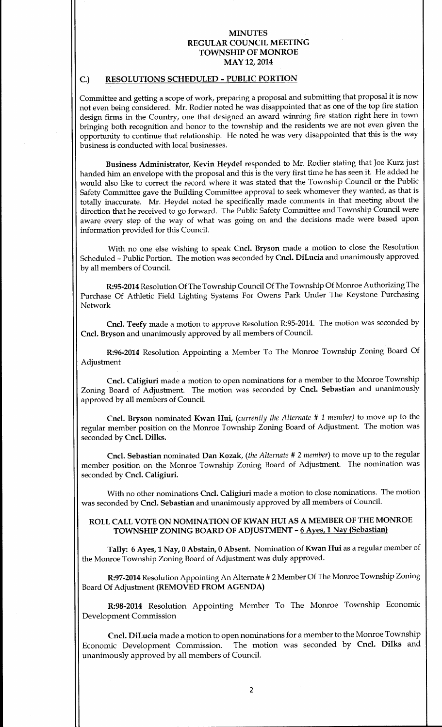## C.) RESOLUTIONS SCHEDULED – PUBLIC PORTION

Committee and getting a scope of work, preparing a proposal and submitting that proposal it is now not even being considered. Mr. Rodier noted he was disappointed that as one of the top fire station design firms in the Country, one that designed an award winning fire station right here in town bringing both recognition and honor to the township and the residents we are not even given the opportunity to continue that relationship. He noted he was very disappointed that this is the way business is conducted with local businesses.

**Business Administrator, Kevin Heydel** responded to Mr. Rodier stating that Joe Kurz just handed him an envelope with the proposal and this is the very first time he has seen it. He added he would also like to correct the record where it was stated that the Township Council or the Public Safety Committee gave the Building Committee approval to seek whomever they wanted, as that is totally inaccurate. Mr. Heydel noted he specifically made comments in that meeting about the direction that he received to go forward. The Public Safety Committee and Township Council were aware every step of the way of what was going on and the decisions made were based upon information provided for this Council.

With no one else wishing to speak **Cncl. Bryson** made a motion to close the Resolution Scheduled – Public Portion. The motion was seconded by **Cncl. DiLucia** and unanimously approved by all members of Council.

**R:95-2014** Resolution Of The Township Council Of The Township Of Monroe Authorizing The Purchase Of Athletic Field Lighting Systems For Owens Park Under The Keystone Purchasing Network

**Cncl. Teefy** made a motion to approve Resolution R:95-2014. The motion was seconded by **Cncl. Bryson** and unanimously approved by all members of Council.

**R:96-2014** Resolution Appointing a Member To The Monroe Township Zoning Board Of Adjustment

**Cncl. Caligiuri** made a motion to open nominations for a member to the Monroe Township Zoning Board of Adjustment. The motion was seconded by **Cncl. Sebastian** and unanimously approved by all members of Council.

**Cncl. Bryson** nominated **Kwan Hui,** (*currently the Alternate # 1 member*) to move up to the regular member position on the Monroe Township Zoning Board of Adjustment. The motion was seconded by **Cncl. Dilks.**

**Cncl. Sebastian** nominated **Dan Kozak**, (*the Alternate # 2 member*) to move up to the regular member position on the Monroe Township Zoning Board of Adjustment. The nomination was seconded by **Cncl. Caligiuri.**

With no other nominations **Cncl. Caligiuri** made a motion to close nominations. The motion was seconded by **Cncl. Sebastian** and unanimously approved by all members of Council.

**ROLL CALL VOTE ON NOMINATION OF KWAN HUI AS A MEMBER OF THE MONROE TOWNSHIP ZONING BOARD OF ADJUSTMENT – <u>6 Ayes, 1 Nay (Sebastian)</u>**

**Tally: 6 Ayes, 1 Nay, 0 Abstain, 0 Absent.** Nomination of **Kwan Hui** as a regular member of the Monroe Township Zoning Board of Adjustment was duly approved.

**R:97-2014** Resolution Appointing An Alternate # 2 Member Of The Monroe Township Zoning Board Of Adjustment **(REMOVED FROM AGENDA)**

**R:98-2014** Resolution Appointing Member To The Monroe Township Economic Development Commission

**Cncl. DiLucia** made a motion to open nominations for a member to the Monroe Township Economic Development Commission. The motion was seconded by **Cncl. Dilks** and unanimously approved by all members of Council.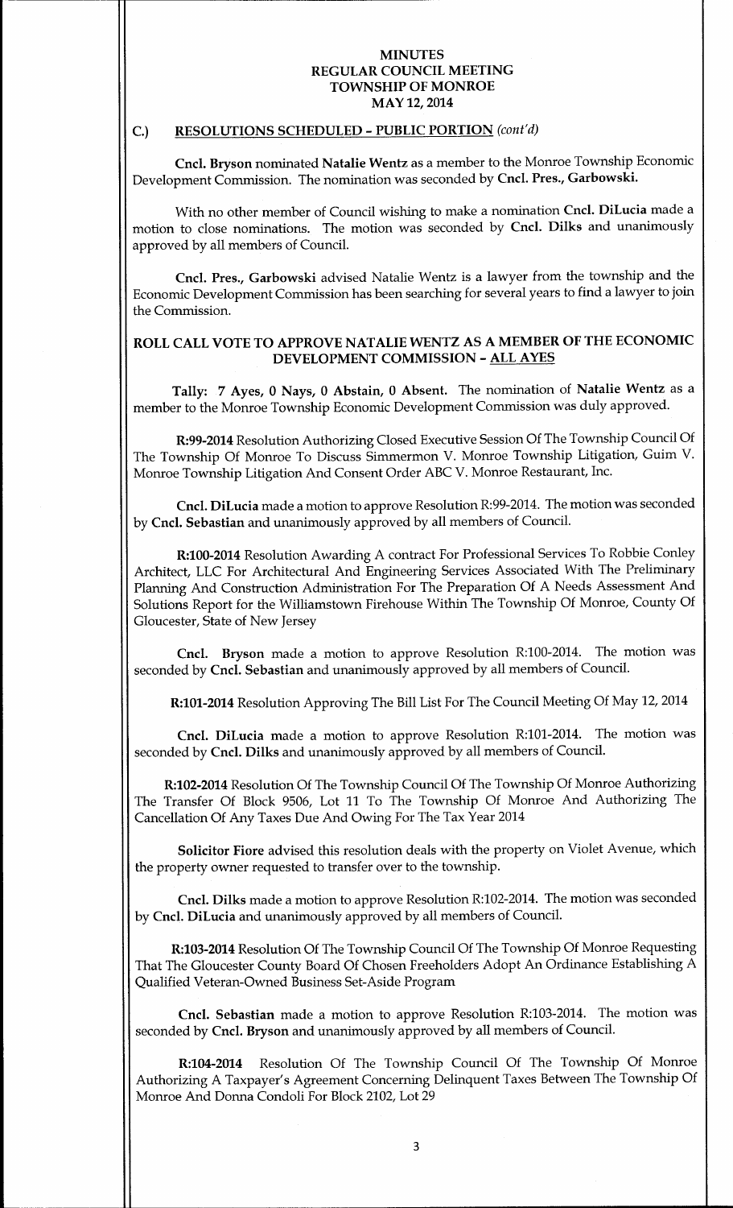**MINUTES**
**REGULAR COUNCIL MEETING**
**TOWNSHIP OF MONROE**
**MAY 12, 2014**

## C.) RESOLUTIONS SCHEDULED – PUBLIC PORTION *(cont'd)*

**Cncl. Bryson** nominated **Natalie Wentz** as a member to the Monroe Township Economic Development Commission. The nomination was seconded by **Cncl. Pres., Garbowski.**

With no other member of Council wishing to make a nomination **Cncl. DiLucia** made a motion to close nominations. The motion was seconded by **Cncl. Dilks** and unanimously approved by all members of Council.

**Cncl. Pres., Garbowski** advised Natalie Wentz is a lawyer from the township and the Economic Development Commission has been searching for several years to find a lawyer to join the Commission.

**ROLL CALL VOTE TO APPROVE NATALIE WENTZ AS A MEMBER OF THE ECONOMIC DEVELOPMENT COMMISSION – ALL AYES**

**Tally: 7 Ayes, 0 Nays, 0 Abstain, 0 Absent.** The nomination of **Natalie Wentz** as a member to the Monroe Township Economic Development Commission was duly approved.

**R:99-2014** Resolution Authorizing Closed Executive Session Of The Township Council Of The Township Of Monroe To Discuss Simmermon V. Monroe Township Litigation, Guim V. Monroe Township Litigation And Consent Order ABC V. Monroe Restaurant, Inc.

**Cncl. DiLucia** made a motion to approve Resolution R:99-2014. The motion was seconded by **Cncl. Sebastian** and unanimously approved by all members of Council.

**R:100-2014** Resolution Awarding A contract For Professional Services To Robbie Conley Architect, LLC For Architectural And Engineering Services Associated With The Preliminary Planning And Construction Administration For The Preparation Of A Needs Assessment And Solutions Report for the Williamstown Firehouse Within The Township Of Monroe, County Of Gloucester, State of New Jersey

**Cncl. Bryson** made a motion to approve Resolution R:100-2014. The motion was seconded by **Cncl. Sebastian** and unanimously approved by all members of Council.

**R:101-2014** Resolution Approving The Bill List For The Council Meeting Of May 12, 2014

**Cncl. DiLucia** made a motion to approve Resolution R:101-2014. The motion was seconded by **Cncl. Dilks** and unanimously approved by all members of Council.

**R:102-2014** Resolution Of The Township Council Of The Township Of Monroe Authorizing The Transfer Of Block 9506, Lot 11 To The Township Of Monroe And Authorizing The Cancellation Of Any Taxes Due And Owing For The Tax Year 2014

**Solicitor Fiore** advised this resolution deals with the property on Violet Avenue, which the property owner requested to transfer over to the township.

**Cncl. Dilks** made a motion to approve Resolution R:102-2014. The motion was seconded by **Cncl. DiLucia** and unanimously approved by all members of Council.

**R:103-2014** Resolution Of The Township Council Of The Township Of Monroe Requesting That The Gloucester County Board Of Chosen Freeholders Adopt An Ordinance Establishing A Qualified Veteran-Owned Business Set-Aside Program

**Cncl. Sebastian** made a motion to approve Resolution R:103-2014. The motion was seconded by **Cncl. Bryson** and unanimously approved by all members of Council.

**R:104-2014** Resolution Of The Township Council Of The Township Of Monroe Authorizing A Taxpayer's Agreement Concerning Delinquent Taxes Between The Township Of Monroe And Donna Condoli For Block 2102, Lot 29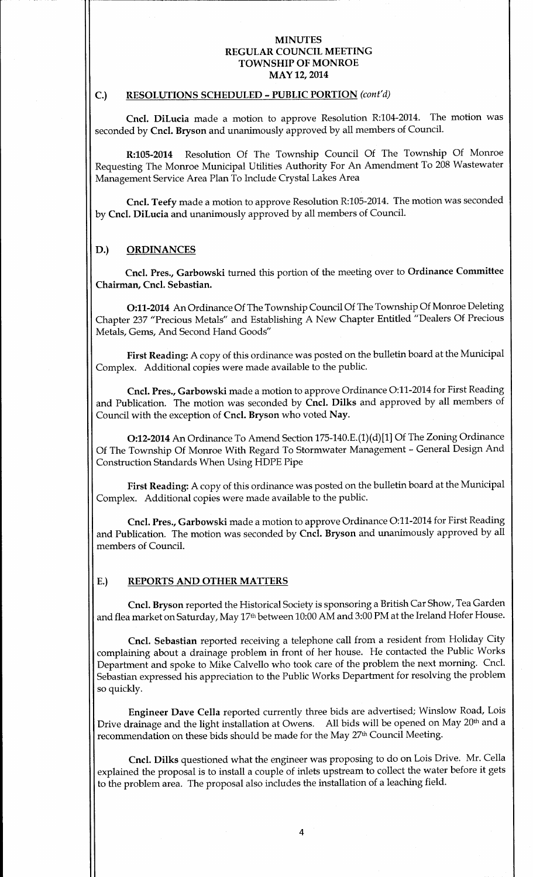# MINUTES
# REGULAR COUNCIL MEETING
# TOWNSHIP OF MONROE
# MAY 12, 2014

## C.) RESOLUTIONS SCHEDULED – PUBLIC PORTION *(cont'd)*

**Cncl. DiLucia** made a motion to approve Resolution R:104-2014. The motion was seconded by **Cncl. Bryson** and unanimously approved by all members of Council.

**R:105-2014** Resolution Of The Township Council Of The Township Of Monroe Requesting The Monroe Municipal Utilities Authority For An Amendment To 208 Wastewater Management Service Area Plan To Include Crystal Lakes Area

**Cncl. Teefy** made a motion to approve Resolution R:105-2014. The motion was seconded by **Cncl. DiLucia** and unanimously approved by all members of Council.

## D.) ORDINANCES

**Cncl. Pres., Garbowski** turned this portion of the meeting over to **Ordinance Committee Chairman, Cncl. Sebastian.**

**O:11-2014** An Ordinance Of The Township Council Of The Township Of Monroe Deleting Chapter 237 "Precious Metals" and Establishing A New Chapter Entitled "Dealers Of Precious Metals, Gems, And Second Hand Goods"

**First Reading:** A copy of this ordinance was posted on the bulletin board at the Municipal Complex. Additional copies were made available to the public.

**Cncl. Pres., Garbowski** made a motion to approve Ordinance O:11-2014 for First Reading and Publication. The motion was seconded by **Cncl. Dilks** and approved by all members of Council with the exception of **Cncl. Bryson** who voted **Nay.**

**O:12-2014** An Ordinance To Amend Section 175-140.E.(1)(d)[1] Of The Zoning Ordinance Of The Township Of Monroe With Regard To Stormwater Management – General Design And Construction Standards When Using HDPE Pipe

**First Reading:** A copy of this ordinance was posted on the bulletin board at the Municipal Complex. Additional copies were made available to the public.

**Cncl. Pres., Garbowski** made a motion to approve Ordinance O:11-2014 for First Reading and Publication. The motion was seconded by **Cncl. Bryson** and unanimously approved by all members of Council.

## E.) REPORTS AND OTHER MATTERS

**Cncl. Bryson** reported the Historical Society is sponsoring a British Car Show, Tea Garden and flea market on Saturday, May 17th between 10:00 AM and 3:00 PM at the Ireland Hofer House.

**Cncl. Sebastian** reported receiving a telephone call from a resident from Holiday City complaining about a drainage problem in front of her house. He contacted the Public Works Department and spoke to Mike Calvello who took care of the problem the next morning. Cncl. Sebastian expressed his appreciation to the Public Works Department for resolving the problem so quickly.

**Engineer Dave Cella** reported currently three bids are advertised; Winslow Road, Lois Drive drainage and the light installation at Owens. All bids will be opened on May 20th and a recommendation on these bids should be made for the May 27th Council Meeting.

**Cncl. Dilks** questioned what the engineer was proposing to do on Lois Drive. Mr. Cella explained the proposal is to install a couple of inlets upstream to collect the water before it gets to the problem area. The proposal also includes the installation of a leaching field.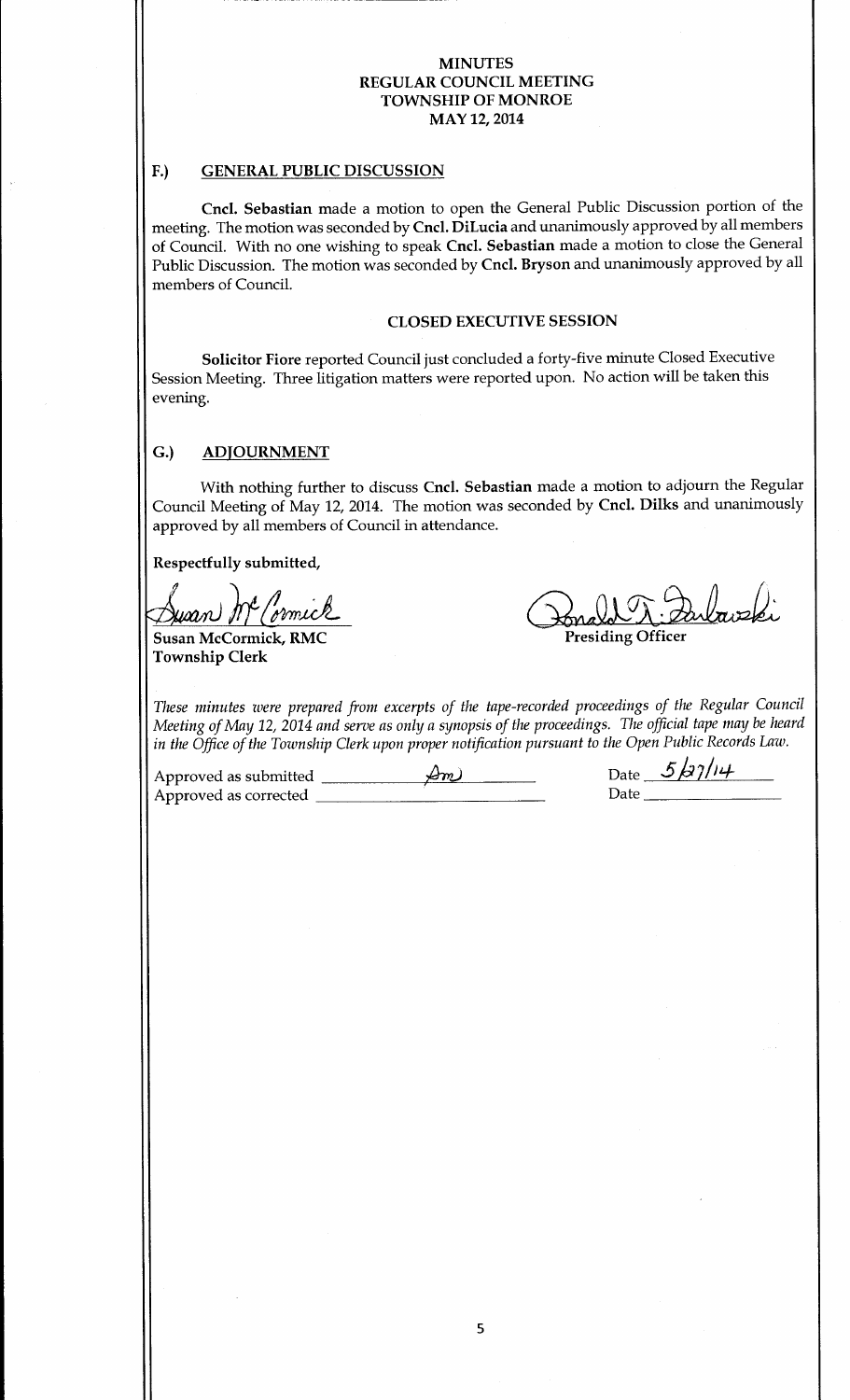**MINUTES**
**REGULAR COUNCIL MEETING**
**TOWNSHIP OF MONROE**
**MAY 12, 2014**

## F.) GENERAL PUBLIC DISCUSSION

**Cncl. Sebastian** made a motion to open the General Public Discussion portion of the meeting. The motion was seconded by **Cncl. DiLucia** and unanimously approved by all members of Council. With no one wishing to speak **Cncl. Sebastian** made a motion to close the General Public Discussion. The motion was seconded by **Cncl. Bryson** and unanimously approved by all members of Council.

### CLOSED EXECUTIVE SESSION

**Solicitor Fiore** reported Council just concluded a forty-five minute Closed Executive Session Meeting. Three litigation matters were reported upon. No action will be taken this evening.

## G.) ADJOURNMENT

With nothing further to discuss **Cncl. Sebastian** made a motion to adjourn the Regular Council Meeting of May 12, 2014. The motion was seconded by **Cncl. Dilks** and unanimously approved by all members of Council in attendance.

**Respectfully submitted,**

**Susan McCormick, RMC**
**Township Clerk**

**Presiding Officer**

*These minutes were prepared from excerpts of the tape-recorded proceedings of the Regular Council Meeting of May 12, 2014 and serve as only a synopsis of the proceedings. The official tape may be heard in the Office of the Township Clerk upon proper notification pursuant to the Open Public Records Law.*

Approved as submitted ____Sm____ Date 5/27/14

Approved as corrected ________________ Date ________